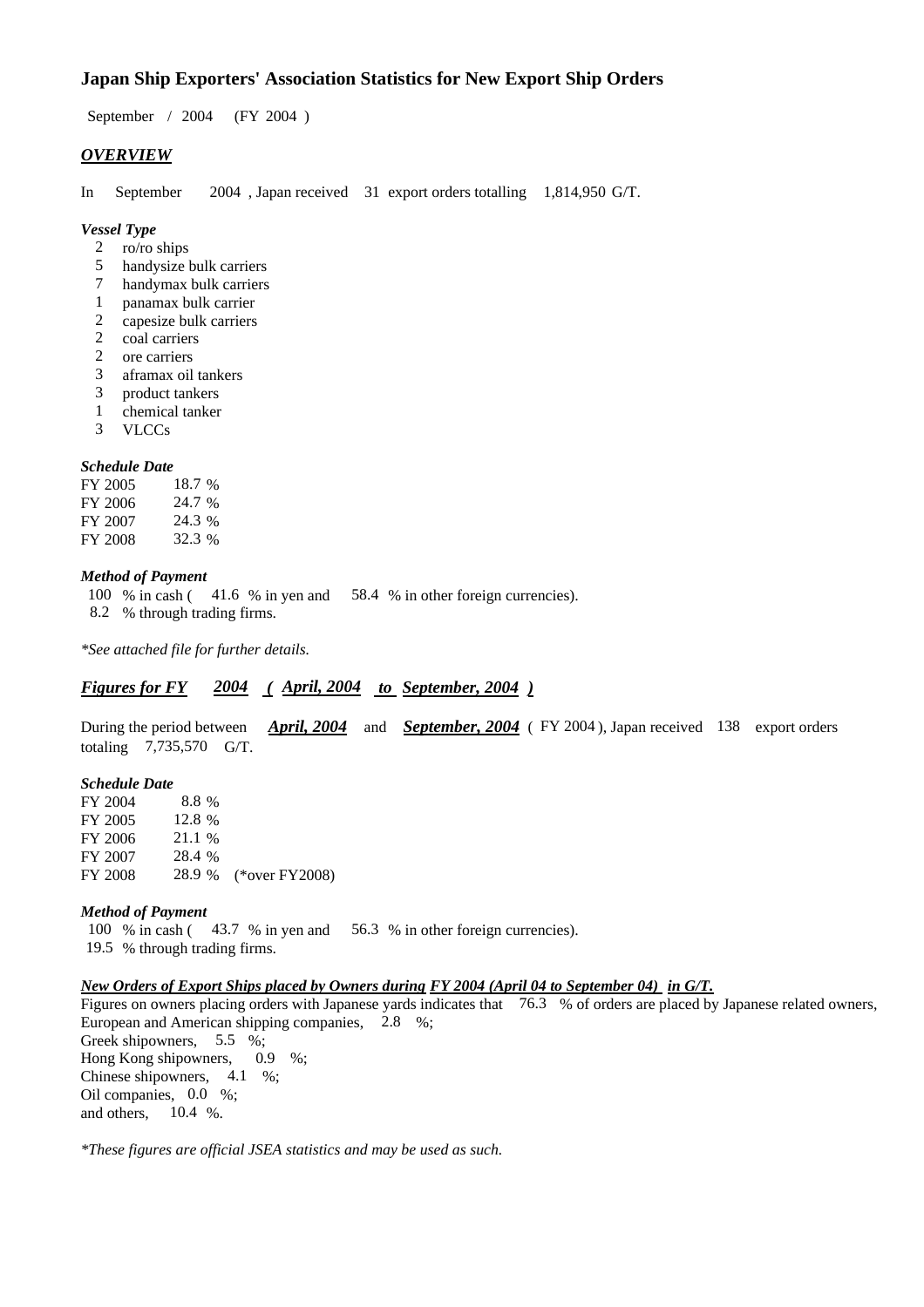## Japan Ship Exporters' Association Statistics for New Export Ship Orders

September / 2004 (FY 2004 )

### *OVERVIEW*

In September 2004 , Japan received 31 export orders totalling 1,814,950 G/T.

***Vessel Type***

- 2 ro/ro ships
- 5 handysize bulk carriers
- 7 handymax bulk carriers
- 1 panamax bulk carrier
- 2 capesize bulk carriers
- 2 coal carriers
- 2 ore carriers
- 3 aframax oil tankers
- 3 product tankers
- 1 chemical tanker
- 3 VLCCs

***Schedule Date***

| | |
|---|---|
| FY 2005 | 18.7 % |
| FY 2006 | 24.7 % |
| FY 2007 | 24.3 % |
| FY 2008 | 32.3 % |

***Method of Payment***

100 % in cash ( 41.6 % in yen and 58.4 % in other foreign currencies).
8.2 % through trading firms.

*\*See attached file for further details.*

### ***Figures for FY 2004 ( April, 2004 to September, 2004 )***

During the period between ***April, 2004*** and ***September, 2004*** ( FY 2004 ), Japan received 138 export orders totaling 7,735,570 G/T.

***Schedule Date***

| | | |
|---|---|---|
| FY 2004 | 8.8 % | |
| FY 2005 | 12.8 % | |
| FY 2006 | 21.1 % | |
| FY 2007 | 28.4 % | |
| FY 2008 | 28.9 % | (\*over FY2008) |

***Method of Payment***

100 % in cash ( 43.7 % in yen and 56.3 % in other foreign currencies).
19.5 % through trading firms.

***New Orders of Export Ships placed by Owners during FY 2004 (April 04 to September 04) in G/T.***

Figures on owners placing orders with Japanese yards indicates that 76.3 % of orders are placed by Japanese related owners,
European and American shipping companies, 2.8 %;
Greek shipowners, 5.5 %;
Hong Kong shipowners, 0.9 %;
Chinese shipowners, 4.1 %;
Oil companies, 0.0 %;
and others, 10.4 %.

*\*These figures are official JSEA statistics and may be used as such.*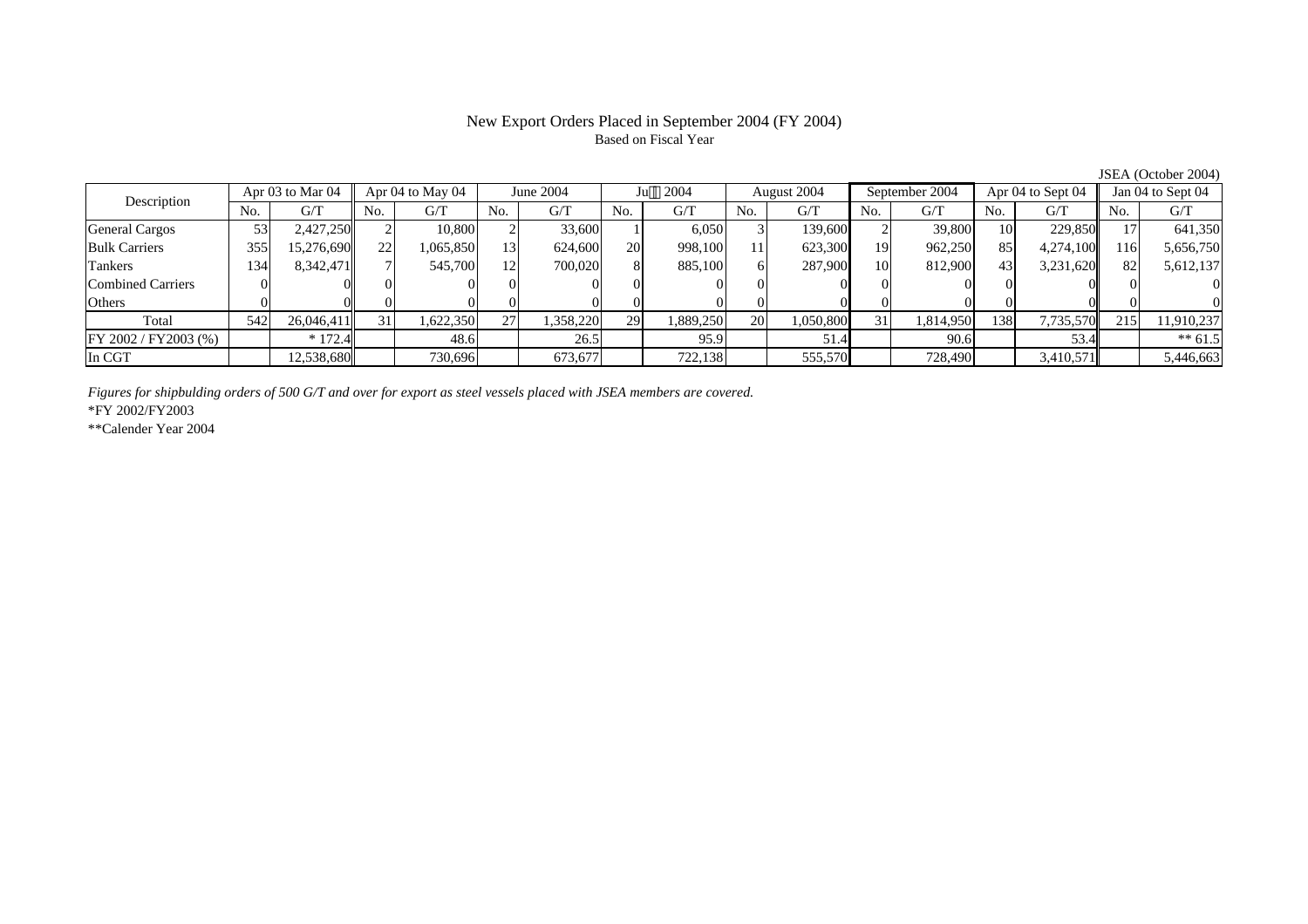# New Export Orders Placed in September 2004 (FY 2004)

Based on Fiscal Year

JSEA (October 2004)

| Description | Apr 03 to Mar 04 | | Apr 04 to May 04 | | June 2004 | | July 2004 | | August 2004 | | September 2004 | | Apr 04 to Sept 04 | | Jan 04 to Sept 04 | |
|---|---|---|---|---|---|---|---|---|---|---|---|---|---|---|---|---|
| | No. | G/T | No. | G/T | No. | G/T | No. | G/T | No. | G/T | No. | G/T | No. | G/T | No. | G/T |
| General Cargos | 53 | 2,427,250 | 2 | 10,800 | 2 | 33,600 | 1 | 6,050 | 3 | 139,600 | 2 | 39,800 | 10 | 229,850 | 17 | 641,350 |
| Bulk Carriers | 355 | 15,276,690 | 22 | 1,065,850 | 13 | 624,600 | 20 | 998,100 | 11 | 623,300 | 19 | 962,250 | 85 | 4,274,100 | 116 | 5,656,750 |
| Tankers | 134 | 8,342,471 | 7 | 545,700 | 12 | 700,020 | 8 | 885,100 | 6 | 287,900 | 10 | 812,900 | 43 | 3,231,620 | 82 | 5,612,137 |
| Combined Carriers | 0 | 0 | 0 | 0 | 0 | 0 | 0 | 0 | 0 | 0 | 0 | 0 | 0 | 0 | 0 | 0 |
| Others | 0 | 0 | 0 | 0 | 0 | 0 | 0 | 0 | 0 | 0 | 0 | 0 | 0 | 0 | 0 | 0 |
| Total | 542 | 26,046,411 | 31 | 1,622,350 | 27 | 1,358,220 | 29 | 1,889,250 | 20 | 1,050,800 | 31 | 1,814,950 | 138 | 7,735,570 | 215 | 11,910,237 |
| FY 2002 / FY2003 (%) | | * 172.4 | | 48.6 | | 26.5 | | 95.9 | | 51.4 | | 90.6 | | 53.4 | | ** 61.5 |
| In CGT | | 12,538,680 | | 730,696 | | 673,677 | | 722,138 | | 555,570 | | 728,490 | | 3,410,571 | | 5,446,663 |

*Figures for shipbulding orders of 500 G/T and over for export as steel vessels placed with JSEA members are covered.*

*FY 2002/FY2003

**Calender Year 2004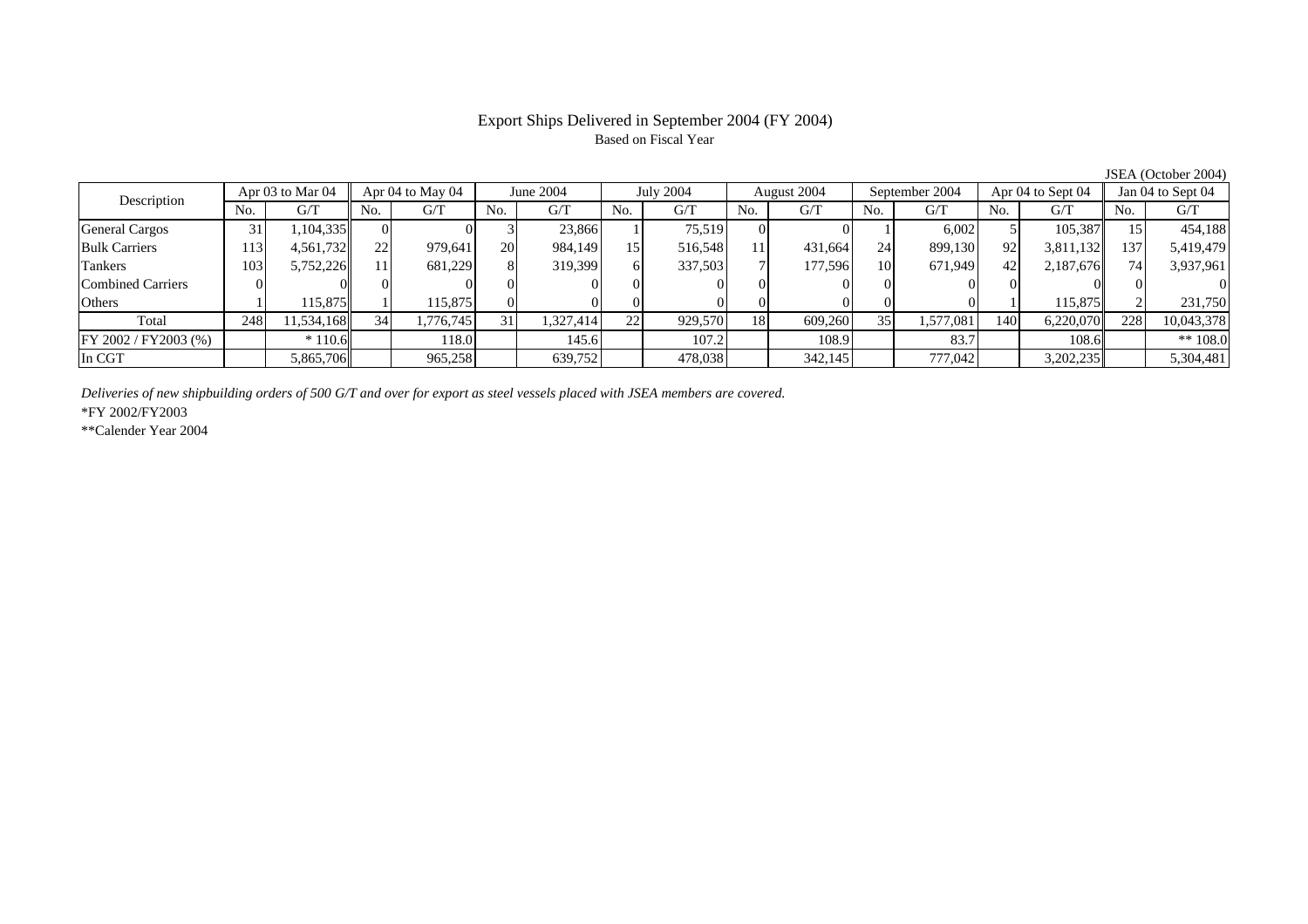# Export Ships Delivered in September 2004 (FY 2004)

Based on Fiscal Year

JSEA (October 2004)

| Description | Apr 03 to Mar 04 | | Apr 04 to May 04 | | June 2004 | | July 2004 | | August 2004 | | September 2004 | | Apr 04 to Sept 04 | | Jan 04 to Sept 04 | |
|---|---|---|---|---|---|---|---|---|---|---|---|---|---|---|---|---|
| | No. | G/T | No. | G/T | No. | G/T | No. | G/T | No. | G/T | No. | G/T | No. | G/T | No. | G/T |
| General Cargos | 31 | 1,104,335 | 0 | 0 | 3 | 23,866 | 1 | 75,519 | 0 | 0 | 1 | 6,002 | 5 | 105,387 | 15 | 454,188 |
| Bulk Carriers | 113 | 4,561,732 | 22 | 979,641 | 20 | 984,149 | 15 | 516,548 | 11 | 431,664 | 24 | 899,130 | 92 | 3,811,132 | 137 | 5,419,479 |
| Tankers | 103 | 5,752,226 | 11 | 681,229 | 8 | 319,399 | 6 | 337,503 | 7 | 177,596 | 10 | 671,949 | 42 | 2,187,676 | 74 | 3,937,961 |
| Combined Carriers | 0 | 0 | 0 | 0 | 0 | 0 | 0 | 0 | 0 | 0 | 0 | 0 | 0 | 0 | 0 | 0 |
| Others | 1 | 115,875 | 1 | 115,875 | 0 | 0 | 0 | 0 | 0 | 0 | 0 | 0 | 1 | 115,875 | 2 | 231,750 |
| Total | 248 | 11,534,168 | 34 | 1,776,745 | 31 | 1,327,414 | 22 | 929,570 | 18 | 609,260 | 35 | 1,577,081 | 140 | 6,220,070 | 228 | 10,043,378 |
| FY 2002 / FY2003 (%) | | * 110.6 | | 118.0 | | 145.6 | | 107.2 | | 108.9 | | 83.7 | | 108.6 | | ** 108.0 |
| In CGT | | 5,865,706 | | 965,258 | | 639,752 | | 478,038 | | 342,145 | | 777,042 | | 3,202,235 | | 5,304,481 |

*Deliveries of new shipbuilding orders of 500 G/T and over for export as steel vessels placed with JSEA members are covered.*

*FY 2002/FY2003

**Calender Year 2004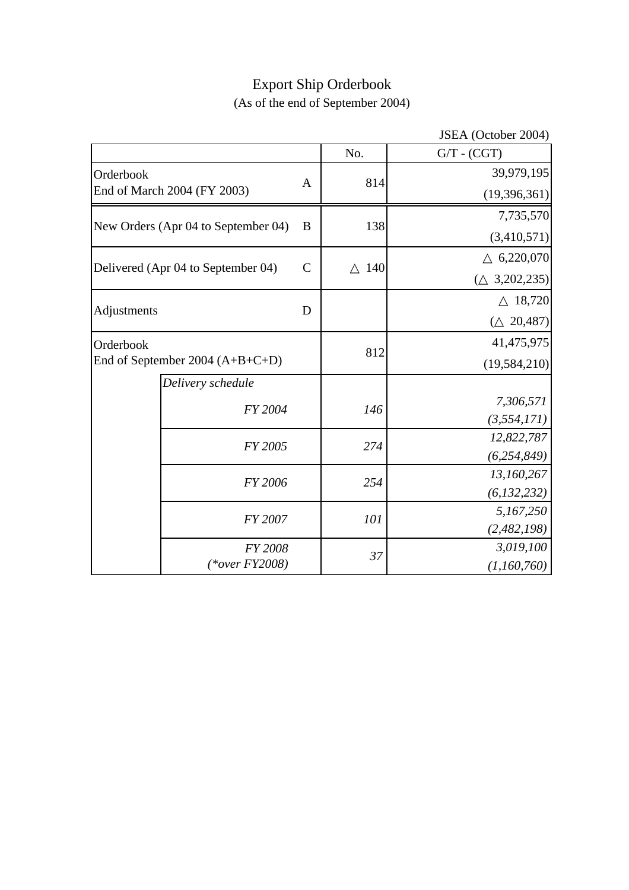# Export Ship Orderbook

(As of the end of September 2004)

JSEA (October 2004)

| | | | No. | G/T - (CGT) |
|---|---|---|---|---|
| Orderbook<br>End of March 2004 (FY 2003) | | A | 814 | 39,979,195<br>(19,396,361) |
| New Orders (Apr 04 to September 04) | | B | 138 | 7,735,570<br>(3,410,571) |
| Delivered (Apr 04 to September 04) | | C | △ 140 | △ 6,220,070<br>(△ 3,202,235) |
| Adjustments | | D | | △ 18,720<br>(△ 20,487) |
| Orderbook<br>End of September 2004 (A+B+C+D) | | | 812 | 41,475,975<br>(19,584,210) |
| | *Delivery schedule*<br>*FY 2004* | | *146* | *7,306,571*<br>*(3,554,171)* |
| | *FY 2005* | | *274* | *12,822,787*<br>*(6,254,849)* |
| | *FY 2006* | | *254* | *13,160,267*<br>*(6,132,232)* |
| | *FY 2007* | | *101* | *5,167,250*<br>*(2,482,198)* |
| | *FY 2008*<br>*(*over FY2008)* | | *37* | *3,019,100*<br>*(1,160,760)* |